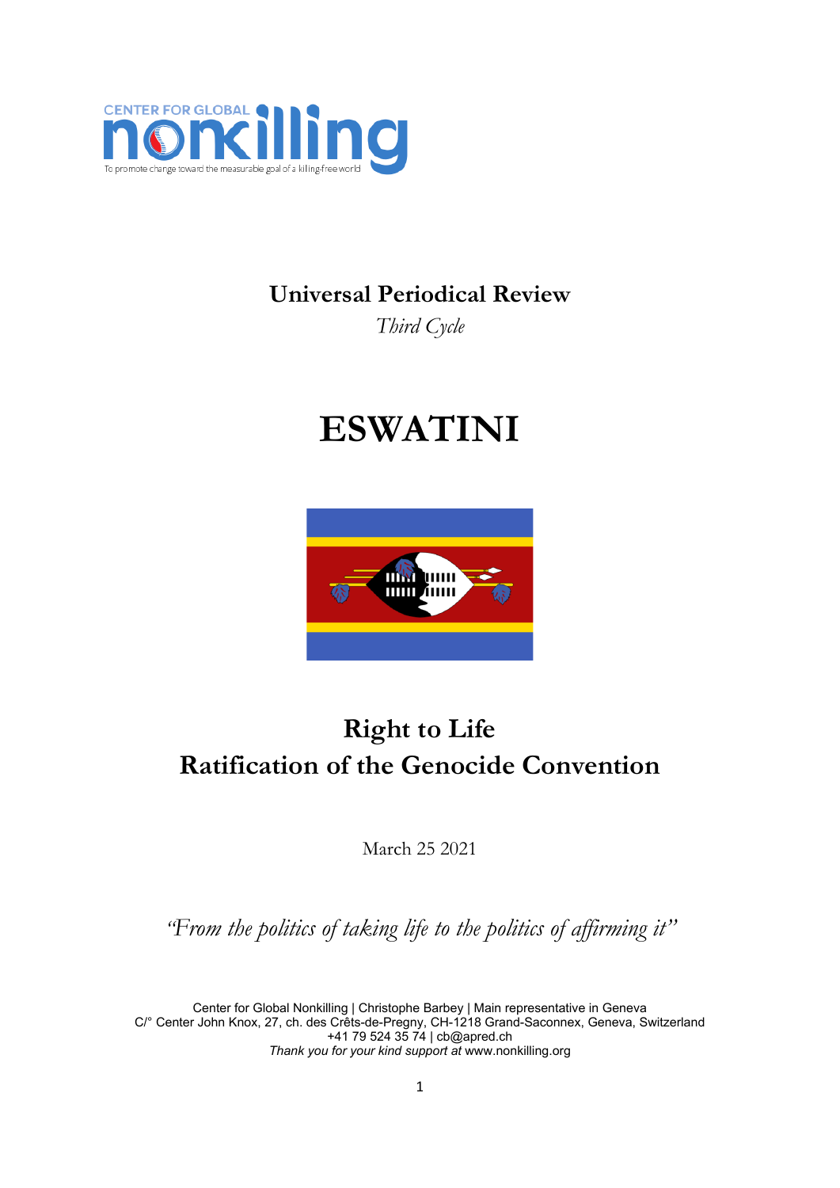CENTER FOR GLOBAL NONKILLING

To promote change toward the measurable goal of a killing-free world

**Universal Periodical Review**

*Third Cycle*

# ESWATINI

## Right to Life
## Ratification of the Genocide Convention

March 25 2021

*"From the politics of taking life to the politics of affirming it"*

Center for Global Nonkilling | Christophe Barbey | Main representative in Geneva
C/° Center John Knox, 27, ch. des Crêts-de-Pregny, CH-1218 Grand-Saconnex, Geneva, Switzerland
+41 79 524 35 74 | cb@apred.ch
*Thank you for your kind support at* www.nonkilling.org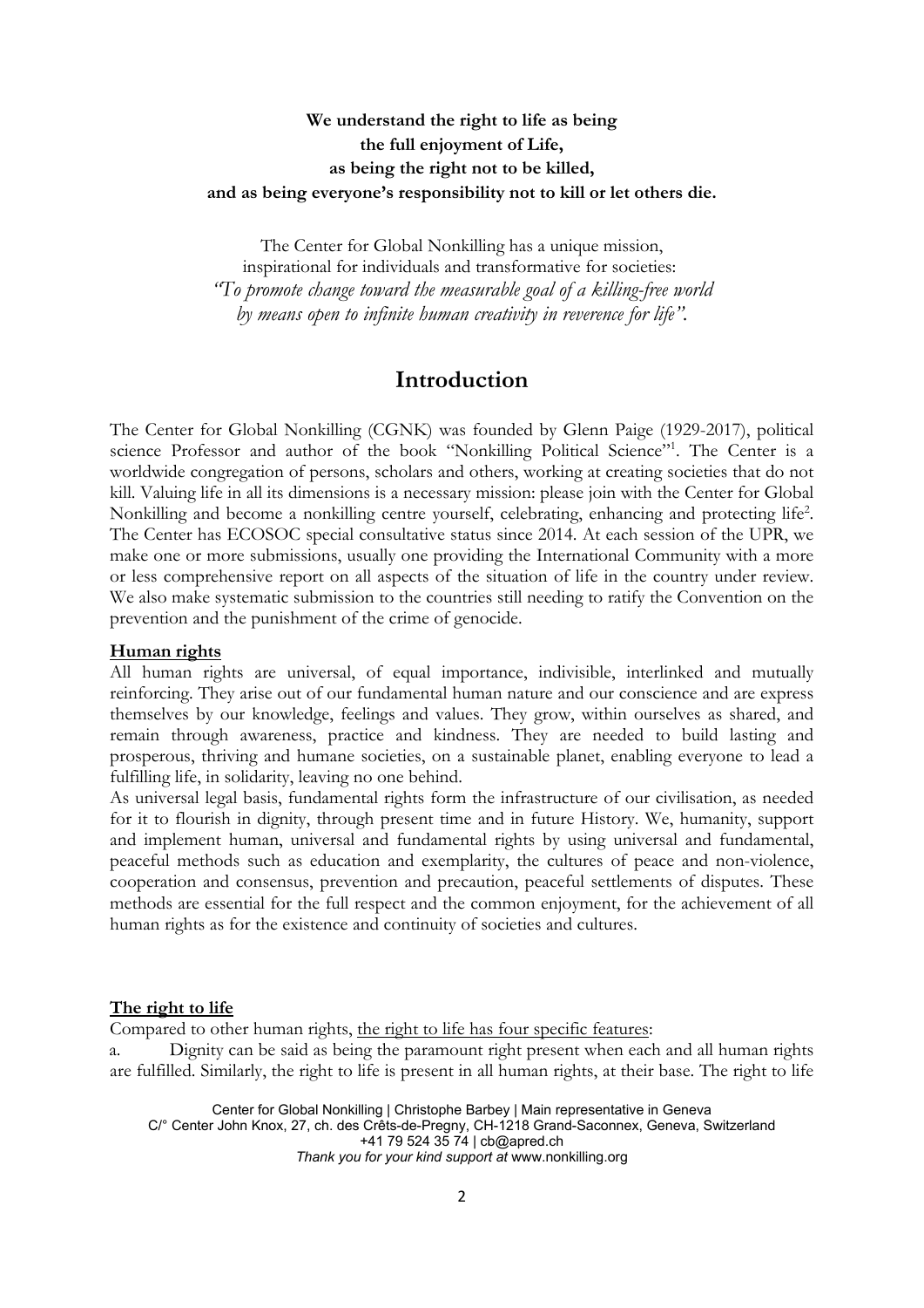**We understand the right to life as being the full enjoyment of Life, as being the right not to be killed, and as being everyone's responsibility not to kill or let others die.**

The Center for Global Nonkilling has a unique mission, inspirational for individuals and transformative for societies: *"To promote change toward the measurable goal of a killing-free world by means open to infinite human creativity in reverence for life".*

## Introduction

The Center for Global Nonkilling (CGNK) was founded by Glenn Paige (1929-2017), political science Professor and author of the book "Nonkilling Political Science"[1]. The Center is a worldwide congregation of persons, scholars and others, working at creating societies that do not kill. Valuing life in all its dimensions is a necessary mission: please join with the Center for Global Nonkilling and become a nonkilling centre yourself, celebrating, enhancing and protecting life[2]. The Center has ECOSOC special consultative status since 2014. At each session of the UPR, we make one or more submissions, usually one providing the International Community with a more or less comprehensive report on all aspects of the situation of life in the country under review. We also make systematic submission to the countries still needing to ratify the Convention on the prevention and the punishment of the crime of genocide.

### Human rights

All human rights are universal, of equal importance, indivisible, interlinked and mutually reinforcing. They arise out of our fundamental human nature and our conscience and are express themselves by our knowledge, feelings and values. They grow, within ourselves as shared, and remain through awareness, practice and kindness. They are needed to build lasting and prosperous, thriving and humane societies, on a sustainable planet, enabling everyone to lead a fulfilling life, in solidarity, leaving no one behind.

As universal legal basis, fundamental rights form the infrastructure of our civilisation, as needed for it to flourish in dignity, through present time and in future History. We, humanity, support and implement human, universal and fundamental rights by using universal and fundamental, peaceful methods such as education and exemplarity, the cultures of peace and non-violence, cooperation and consensus, prevention and precaution, peaceful settlements of disputes. These methods are essential for the full respect and the common enjoyment, for the achievement of all human rights as for the existence and continuity of societies and cultures.

### The right to life

Compared to other human rights, the right to life has four specific features:

a. Dignity can be said as being the paramount right present when each and all human rights are fulfilled. Similarly, the right to life is present in all human rights, at their base. The right to life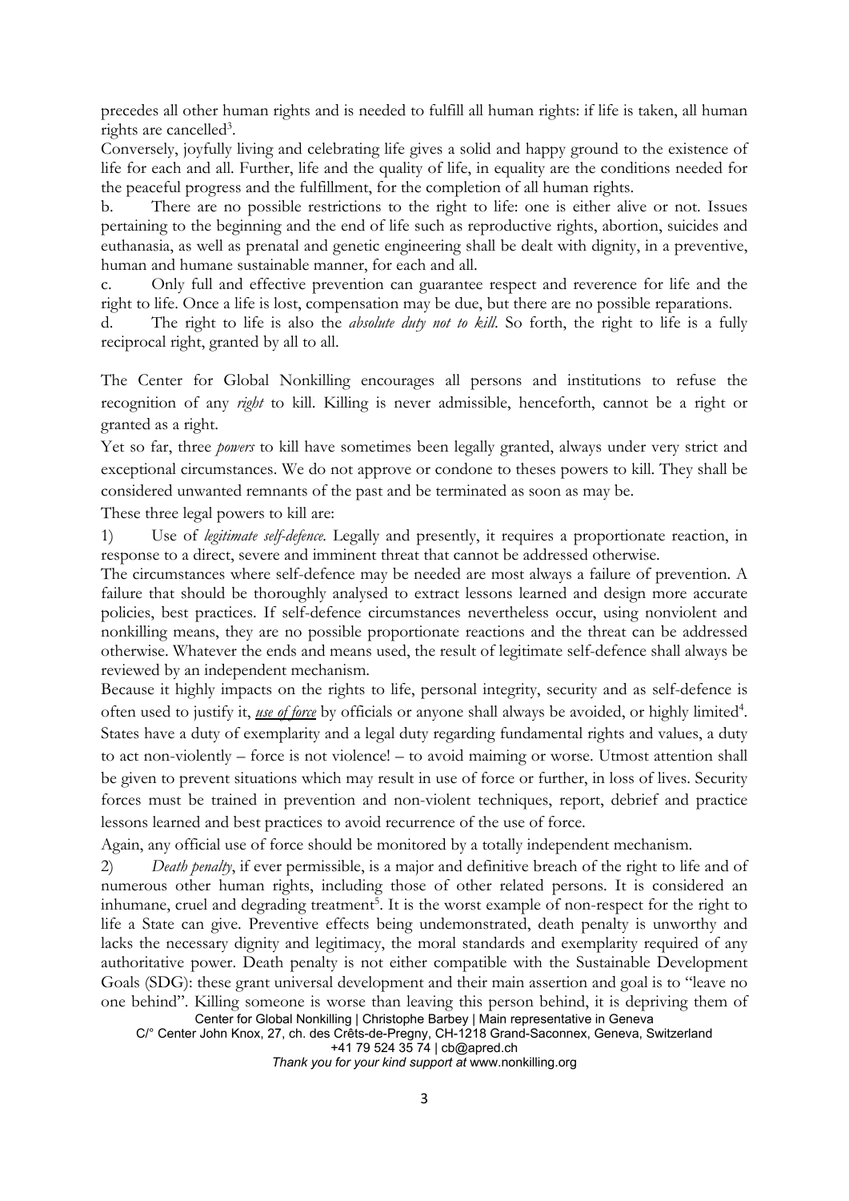precedes all other human rights and is needed to fulfill all human rights: if life is taken, all human rights are cancelled[3].

Conversely, joyfully living and celebrating life gives a solid and happy ground to the existence of life for each and all. Further, life and the quality of life, in equality are the conditions needed for the peaceful progress and the fulfillment, for the completion of all human rights.

b. There are no possible restrictions to the right to life: one is either alive or not. Issues pertaining to the beginning and the end of life such as reproductive rights, abortion, suicides and euthanasia, as well as prenatal and genetic engineering shall be dealt with dignity, in a preventive, human and humane sustainable manner, for each and all.

c. Only full and effective prevention can guarantee respect and reverence for life and the right to life. Once a life is lost, compensation may be due, but there are no possible reparations.

d. The right to life is also the *absolute duty not to kill*. So forth, the right to life is a fully reciprocal right, granted by all to all.

The Center for Global Nonkilling encourages all persons and institutions to refuse the recognition of any *right* to kill. Killing is never admissible, henceforth, cannot be a right or granted as a right.

Yet so far, three *powers* to kill have sometimes been legally granted, always under very strict and exceptional circumstances. We do not approve or condone to theses powers to kill. They shall be considered unwanted remnants of the past and be terminated as soon as may be.

These three legal powers to kill are:

1) Use of *legitimate self-defence.* Legally and presently, it requires a proportionate reaction, in response to a direct, severe and imminent threat that cannot be addressed otherwise.

The circumstances where self-defence may be needed are most always a failure of prevention. A failure that should be thoroughly analysed to extract lessons learned and design more accurate policies, best practices. If self-defence circumstances nevertheless occur, using nonviolent and nonkilling means, they are no possible proportionate reactions and the threat can be addressed otherwise. Whatever the ends and means used, the result of legitimate self-defence shall always be reviewed by an independent mechanism.

Because it highly impacts on the rights to life, personal integrity, security and as self-defence is often used to justify it, ***use of force*** by officials or anyone shall always be avoided, or highly limited[4]. States have a duty of exemplarity and a legal duty regarding fundamental rights and values, a duty to act non-violently – force is not violence! – to avoid maiming or worse. Utmost attention shall be given to prevent situations which may result in use of force or further, in loss of lives. Security forces must be trained in prevention and non-violent techniques, report, debrief and practice lessons learned and best practices to avoid recurrence of the use of force.

Again, any official use of force should be monitored by a totally independent mechanism.

2) *Death penalty*, if ever permissible, is a major and definitive breach of the right to life and of numerous other human rights, including those of other related persons. It is considered an inhumane, cruel and degrading treatment[5]. It is the worst example of non-respect for the right to life a State can give. Preventive effects being undemonstrated, death penalty is unworthy and lacks the necessary dignity and legitimacy, the moral standards and exemplarity required of any authoritative power. Death penalty is not either compatible with the Sustainable Development Goals (SDG): these grant universal development and their main assertion and goal is to "leave no one behind". Killing someone is worse than leaving this person behind, it is depriving them of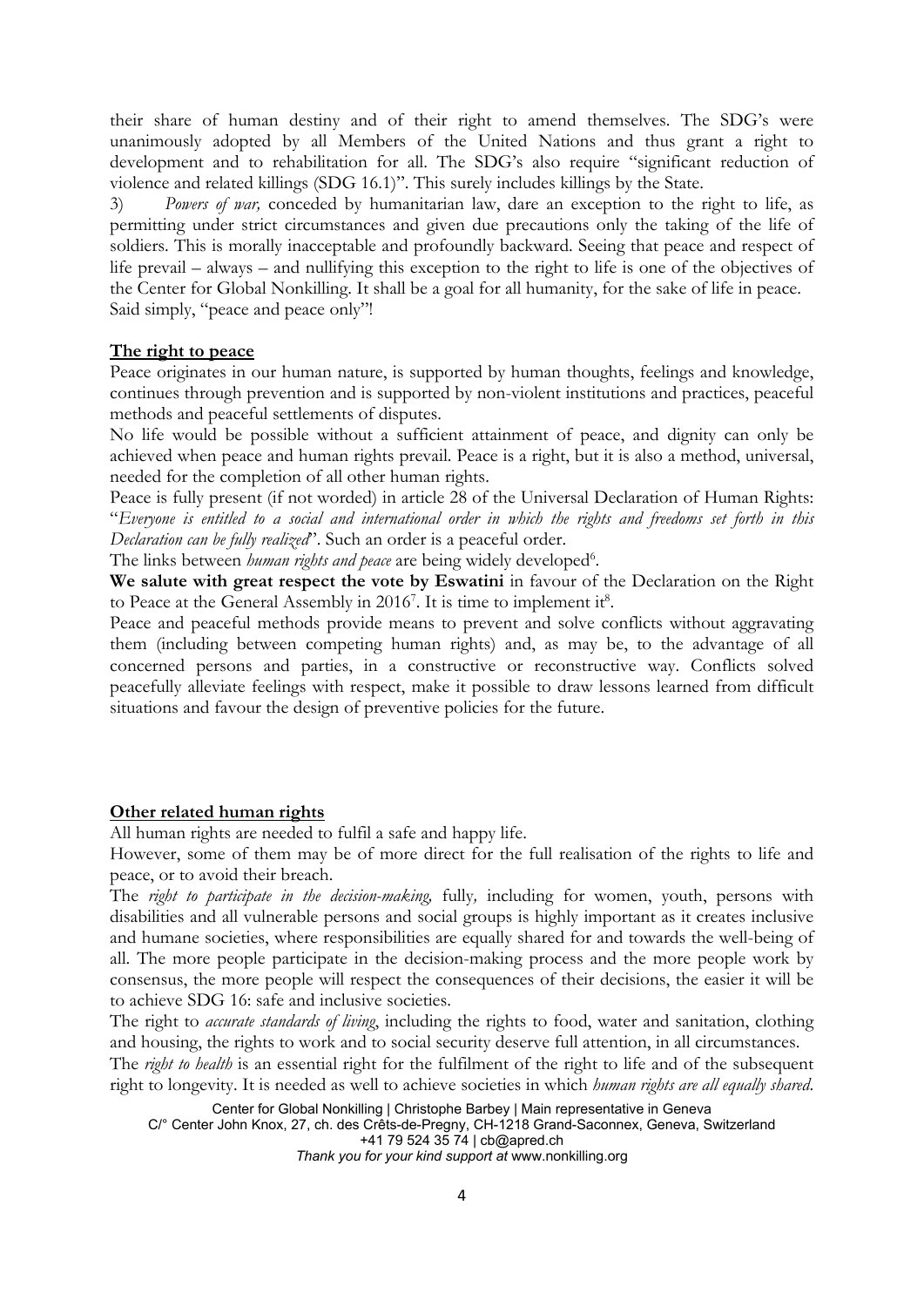their share of human destiny and of their right to amend themselves. The SDG's were unanimously adopted by all Members of the United Nations and thus grant a right to development and to rehabilitation for all. The SDG's also require "significant reduction of violence and related killings (SDG 16.1)". This surely includes killings by the State.

3) *Powers of war,* conceded by humanitarian law, dare an exception to the right to life, as permitting under strict circumstances and given due precautions only the taking of the life of soldiers. This is morally inacceptable and profoundly backward. Seeing that peace and respect of life prevail – always – and nullifying this exception to the right to life is one of the objectives of the Center for Global Nonkilling. It shall be a goal for all humanity, for the sake of life in peace. Said simply, "peace and peace only"!

## **The right to peace**

Peace originates in our human nature, is supported by human thoughts, feelings and knowledge, continues through prevention and is supported by non-violent institutions and practices, peaceful methods and peaceful settlements of disputes.

No life would be possible without a sufficient attainment of peace, and dignity can only be achieved when peace and human rights prevail. Peace is a right, but it is also a method, universal, needed for the completion of all other human rights.

Peace is fully present (if not worded) in article 28 of the Universal Declaration of Human Rights: "*Everyone is entitled to a social and international order in which the rights and freedoms set forth in this Declaration can be fully realized*". Such an order is a peaceful order.

The links between *human rights and peace* are being widely developed[6].

**We salute with great respect the vote by Eswatini** in favour of the Declaration on the Right to Peace at the General Assembly in 2016[7]. It is time to implement it[8].

Peace and peaceful methods provide means to prevent and solve conflicts without aggravating them (including between competing human rights) and, as may be, to the advantage of all concerned persons and parties, in a constructive or reconstructive way. Conflicts solved peacefully alleviate feelings with respect, make it possible to draw lessons learned from difficult situations and favour the design of preventive policies for the future.

## **Other related human rights**

All human rights are needed to fulfil a safe and happy life.

However, some of them may be of more direct for the full realisation of the rights to life and peace, or to avoid their breach.

The *right to participate in the decision-making,* fully*,* including for women, youth, persons with disabilities and all vulnerable persons and social groups is highly important as it creates inclusive and humane societies, where responsibilities are equally shared for and towards the well-being of all. The more people participate in the decision-making process and the more people work by consensus, the more people will respect the consequences of their decisions, the easier it will be to achieve SDG 16: safe and inclusive societies.

The right to *accurate standards of living*, including the rights to food, water and sanitation, clothing and housing, the rights to work and to social security deserve full attention, in all circumstances.

The *right to health* is an essential right for the fulfilment of the right to life and of the subsequent right to longevity. It is needed as well to achieve societies in which *human rights are all equally shared*.

Center for Global Nonkilling | Christophe Barbey | Main representative in Geneva
C/° Center John Knox, 27, ch. des Crêts-de-Pregny, CH-1218 Grand-Saconnex, Geneva, Switzerland
+41 79 524 35 74 | cb@apred.ch
*Thank you for your kind support at* www.nonkilling.org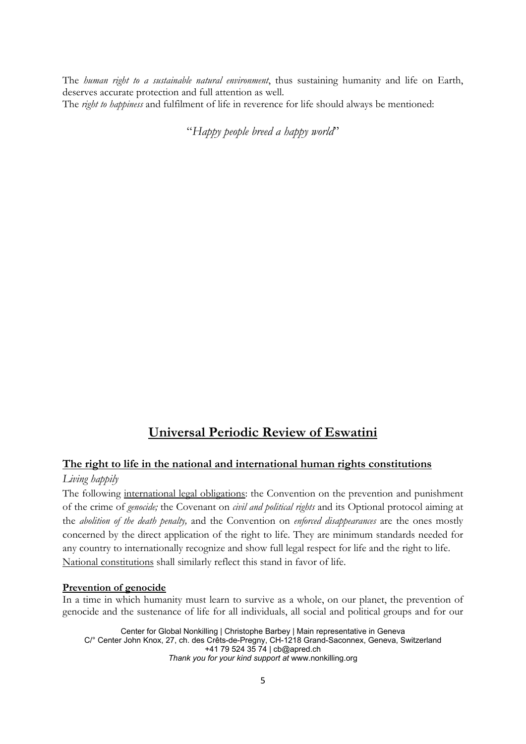The *human right to a sustainable natural environment*, thus sustaining humanity and life on Earth, deserves accurate protection and full attention as well.
The *right to happiness* and fulfilment of life in reverence for life should always be mentioned:

"*Happy people breed a happy world*"

# Universal Periodic Review of Eswatini

## The right to life in the national and international human rights constitutions

*Living happily*

The following international legal obligations: the Convention on the prevention and punishment of the crime of *genocide;* the Covenant on *civil and political rights* and its Optional protocol aiming at the *abolition of the death penalty,* and the Convention on *enforced disappearances* are the ones mostly concerned by the direct application of the right to life. They are minimum standards needed for any country to internationally recognize and show full legal respect for life and the right to life. National constitutions shall similarly reflect this stand in favor of life.

### Prevention of genocide

In a time in which humanity must learn to survive as a whole, on our planet, the prevention of genocide and the sustenance of life for all individuals, all social and political groups and for our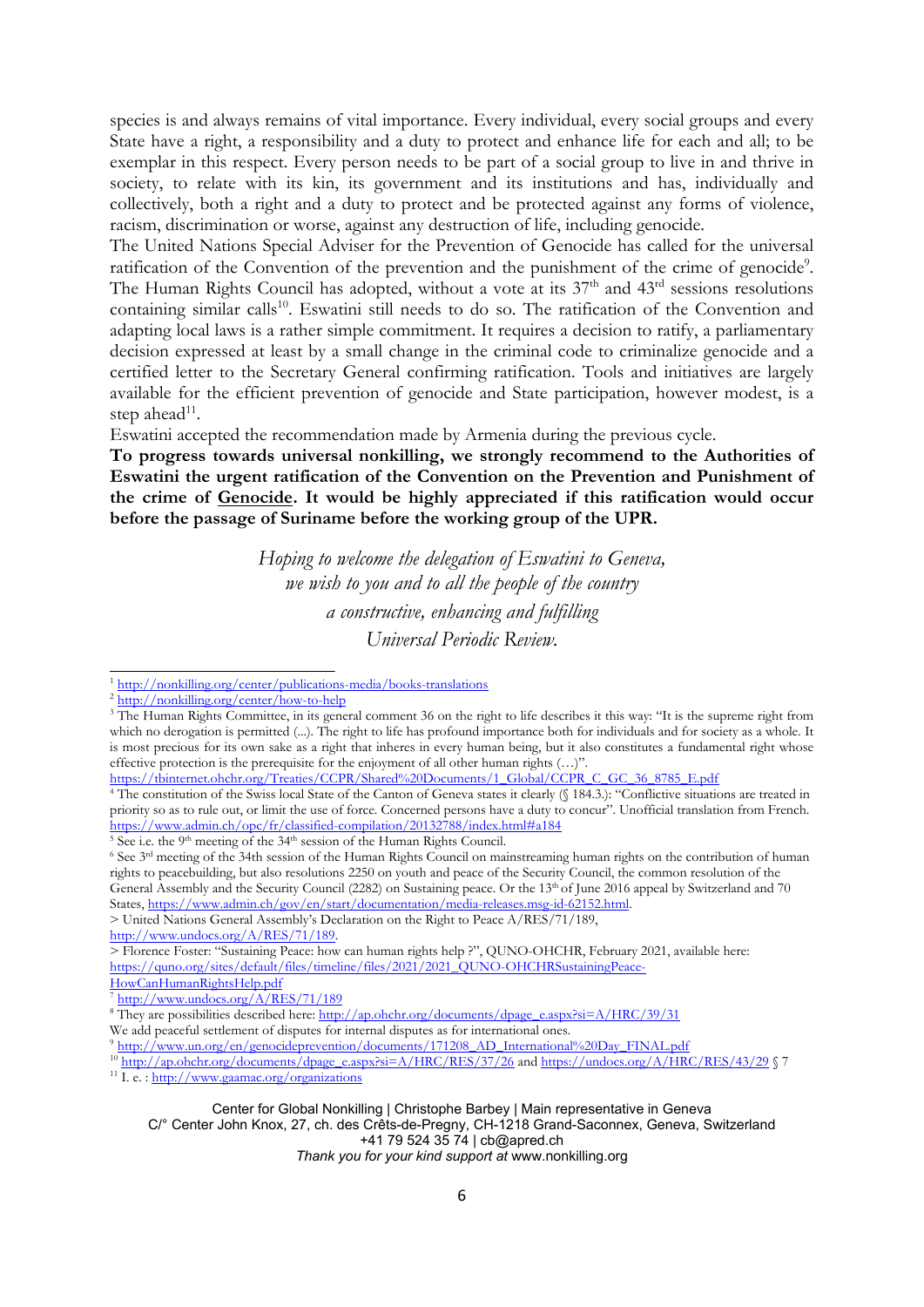species is and always remains of vital importance. Every individual, every social groups and every State have a right, a responsibility and a duty to protect and enhance life for each and all; to be exemplar in this respect. Every person needs to be part of a social group to live in and thrive in society, to relate with its kin, its government and its institutions and has, individually and collectively, both a right and a duty to protect and be protected against any forms of violence, racism, discrimination or worse, against any destruction of life, including genocide.

The United Nations Special Adviser for the Prevention of Genocide has called for the universal ratification of the Convention of the prevention and the punishment of the crime of genocide[9]. The Human Rights Council has adopted, without a vote at its 37th and 43rd sessions resolutions containing similar calls[10]. Eswatini still needs to do so. The ratification of the Convention and adapting local laws is a rather simple commitment. It requires a decision to ratify, a parliamentary decision expressed at least by a small change in the criminal code to criminalize genocide and a certified letter to the Secretary General confirming ratification. Tools and initiatives are largely available for the efficient prevention of genocide and State participation, however modest, is a step ahead[11].

Eswatini accepted the recommendation made by Armenia during the previous cycle.

**To progress towards universal nonkilling, we strongly recommend to the Authorities of Eswatini the urgent ratification of the Convention on the Prevention and Punishment of the crime of Genocide. It would be highly appreciated if this ratification would occur before the passage of Suriname before the working group of the UPR.**

*Hoping to welcome the delegation of Eswatini to Geneva,*
*we wish to you and to all the people of the country*
*a constructive, enhancing and fulfilling*
*Universal Periodic Review.*

---

[1] http://nonkilling.org/center/publications-media/books-translations

[2] http://nonkilling.org/center/how-to-help

[3] The Human Rights Committee, in its general comment 36 on the right to life describes it this way: "It is the supreme right from which no derogation is permitted (...). The right to life has profound importance both for individuals and for society as a whole. It is most precious for its own sake as a right that inheres in every human being, but it also constitutes a fundamental right whose effective protection is the prerequisite for the enjoyment of all other human rights (…)". https://tbinternet.ohchr.org/Treaties/CCPR/Shared%20Documents/1_Global/CCPR_C_GC_36_8785_E.pdf

[4] The constitution of the Swiss local State of the Canton of Geneva states it clearly (§ 184.3.): "Conflictive situations are treated in priority so as to rule out, or limit the use of force. Concerned persons have a duty to concur". Unofficial translation from French. https://www.admin.ch/opc/fr/classified-compilation/20132788/index.html#a184

[5] See i.e. the 9th meeting of the 34th session of the Human Rights Council.

[6] See 3rd meeting of the 34th session of the Human Rights Council on mainstreaming human rights on the contribution of human rights to peacebuilding, but also resolutions 2250 on youth and peace of the Security Council, the common resolution of the General Assembly and the Security Council (2282) on Sustaining peace. Or the 13th of June 2016 appeal by Switzerland and 70 States, https://www.admin.ch/gov/en/start/documentation/media-releases.msg-id-62152.html.
> United Nations General Assembly's Declaration on the Right to Peace A/RES/71/189, http://www.undocs.org/A/RES/71/189.
> Florence Foster: "Sustaining Peace: how can human rights help ?", QUNO-OHCHR, February 2021, available here: https://quno.org/sites/default/files/timeline/files/2021/2021_QUNO-OHCHRSustainingPeace-HowCanHumanRightsHelp.pdf

[7] http://www.undocs.org/A/RES/71/189

[8] They are possibilities described here: http://ap.ohchr.org/documents/dpage_e.aspx?si=A/HRC/39/31
We add peaceful settlement of disputes for internal disputes as for international ones.

[9] http://www.un.org/en/genocideprevention/documents/171208_AD_International%20Day_FINAL.pdf

[10] http://ap.ohchr.org/documents/dpage_e.aspx?si=A/HRC/RES/37/26 and https://undocs.org/A/HRC/RES/43/29 § 7

[11] I. e. : http://www.gaamac.org/organizations

Center for Global Nonkilling | Christophe Barbey | Main representative in Geneva
C/° Center John Knox, 27, ch. des Crêts-de-Pregny, CH-1218 Grand-Saconnex, Geneva, Switzerland
+41 79 524 35 74 | cb@apred.ch
*Thank you for your kind support at* www.nonkilling.org